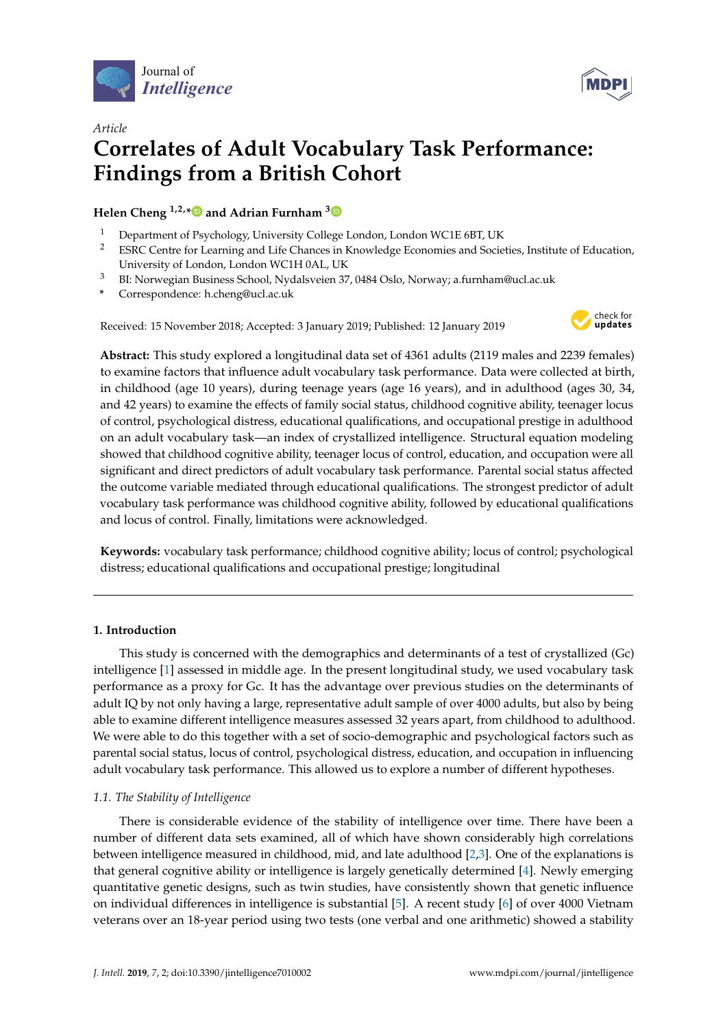Journal of
*Intelligence*

*Article*

# Correlates of Adult Vocabulary Task Performance: Findings from a British Cohort

**Helen Cheng [1,2,*] and Adrian Furnham [3]**

1 Department of Psychology, University College London, London WC1E 6BT, UK
2 ESRC Centre for Learning and Life Chances in Knowledge Economies and Societies, Institute of Education, University of London, London WC1H 0AL, UK
3 BI: Norwegian Business School, Nydalsveien 37, 0484 Oslo, Norway; a.furnham@ucl.ac.uk
* Correspondence: h.cheng@ucl.ac.uk

Received: 15 November 2018; Accepted: 3 January 2019; Published: 12 January 2019

**Abstract:** This study explored a longitudinal data set of 4361 adults (2119 males and 2239 females) to examine factors that influence adult vocabulary task performance. Data were collected at birth, in childhood (age 10 years), during teenage years (age 16 years), and in adulthood (ages 30, 34, and 42 years) to examine the effects of family social status, childhood cognitive ability, teenager locus of control, psychological distress, educational qualifications, and occupational prestige in adulthood on an adult vocabulary task—an index of crystallized intelligence. Structural equation modeling showed that childhood cognitive ability, teenager locus of control, education, and occupation were all significant and direct predictors of adult vocabulary task performance. Parental social status affected the outcome variable mediated through educational qualifications. The strongest predictor of adult vocabulary task performance was childhood cognitive ability, followed by educational qualifications and locus of control. Finally, limitations were acknowledged.

**Keywords:** vocabulary task performance; childhood cognitive ability; locus of control; psychological distress; educational qualifications and occupational prestige; longitudinal

## 1. Introduction

This study is concerned with the demographics and determinants of a test of crystallized (Gc) intelligence [1] assessed in middle age. In the present longitudinal study, we used vocabulary task performance as a proxy for Gc. It has the advantage over previous studies on the determinants of adult IQ by not only having a large, representative adult sample of over 4000 adults, but also by being able to examine different intelligence measures assessed 32 years apart, from childhood to adulthood. We were able to do this together with a set of socio-demographic and psychological factors such as parental social status, locus of control, psychological distress, education, and occupation in influencing adult vocabulary task performance. This allowed us to explore a number of different hypotheses.

### 1.1. The Stability of Intelligence

There is considerable evidence of the stability of intelligence over time. There have been a number of different data sets examined, all of which have shown considerably high correlations between intelligence measured in childhood, mid, and late adulthood [2,3]. One of the explanations is that general cognitive ability or intelligence is largely genetically determined [4]. Newly emerging quantitative genetic designs, such as twin studies, have consistently shown that genetic influence on individual differences in intelligence is substantial [5]. A recent study [6] of over 4000 Vietnam veterans over an 18-year period using two tests (one verbal and one arithmetic) showed a stability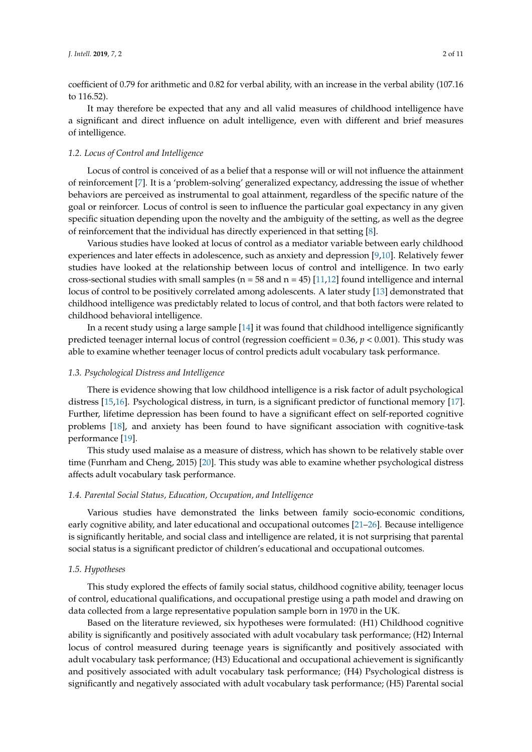coefficient of 0.79 for arithmetic and 0.82 for verbal ability, with an increase in the verbal ability (107.16 to 116.52).

It may therefore be expected that any and all valid measures of childhood intelligence have a significant and direct influence on adult intelligence, even with different and brief measures of intelligence.

### 1.2. Locus of Control and Intelligence

Locus of control is conceived of as a belief that a response will or will not influence the attainment of reinforcement [7]. It is a 'problem-solving' generalized expectancy, addressing the issue of whether behaviors are perceived as instrumental to goal attainment, regardless of the specific nature of the goal or reinforcer. Locus of control is seen to influence the particular goal expectancy in any given specific situation depending upon the novelty and the ambiguity of the setting, as well as the degree of reinforcement that the individual has directly experienced in that setting [8].

Various studies have looked at locus of control as a mediator variable between early childhood experiences and later effects in adolescence, such as anxiety and depression [9,10]. Relatively fewer studies have looked at the relationship between locus of control and intelligence. In two early cross-sectional studies with small samples (n = 58 and n = 45) [11,12] found intelligence and internal locus of control to be positively correlated among adolescents. A later study [13] demonstrated that childhood intelligence was predictably related to locus of control, and that both factors were related to childhood behavioral intelligence.

In a recent study using a large sample [14] it was found that childhood intelligence significantly predicted teenager internal locus of control (regression coefficient = 0.36, $p < 0.001$). This study was able to examine whether teenager locus of control predicts adult vocabulary task performance.

### 1.3. Psychological Distress and Intelligence

There is evidence showing that low childhood intelligence is a risk factor of adult psychological distress [15,16]. Psychological distress, in turn, is a significant predictor of functional memory [17]. Further, lifetime depression has been found to have a significant effect on self-reported cognitive problems [18], and anxiety has been found to have significant association with cognitive-task performance [19].

This study used malaise as a measure of distress, which has shown to be relatively stable over time (Funrham and Cheng, 2015) [20]. This study was able to examine whether psychological distress affects adult vocabulary task performance.

### 1.4. Parental Social Status, Education, Occupation, and Intelligence

Various studies have demonstrated the links between family socio-economic conditions, early cognitive ability, and later educational and occupational outcomes [21–26]. Because intelligence is significantly heritable, and social class and intelligence are related, it is not surprising that parental social status is a significant predictor of children's educational and occupational outcomes.

### 1.5. Hypotheses

This study explored the effects of family social status, childhood cognitive ability, teenager locus of control, educational qualifications, and occupational prestige using a path model and drawing on data collected from a large representative population sample born in 1970 in the UK.

Based on the literature reviewed, six hypotheses were formulated: (H1) Childhood cognitive ability is significantly and positively associated with adult vocabulary task performance; (H2) Internal locus of control measured during teenage years is significantly and positively associated with adult vocabulary task performance; (H3) Educational and occupational achievement is significantly and positively associated with adult vocabulary task performance; (H4) Psychological distress is significantly and negatively associated with adult vocabulary task performance; (H5) Parental social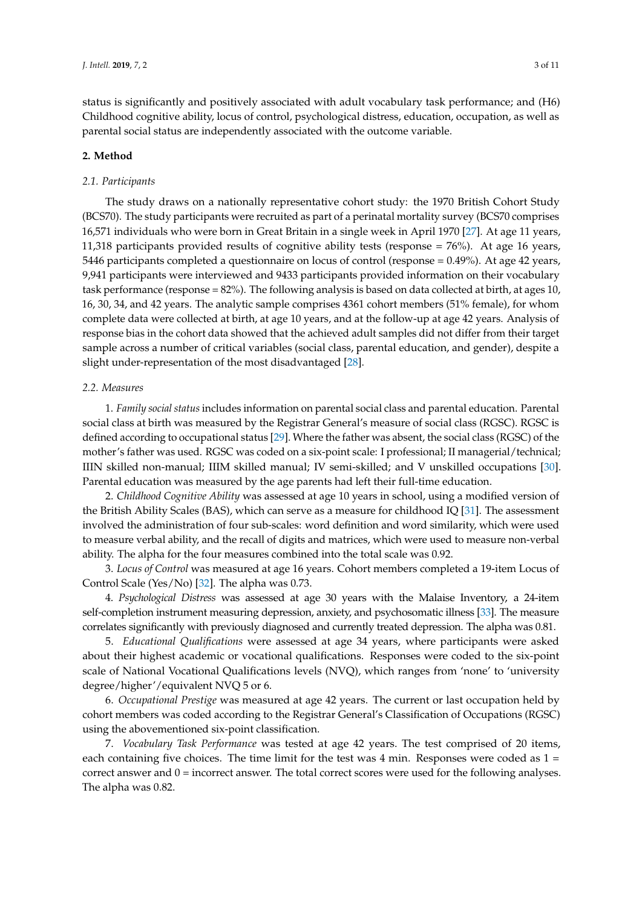status is significantly and positively associated with adult vocabulary task performance; and (H6) Childhood cognitive ability, locus of control, psychological distress, education, occupation, as well as parental social status are independently associated with the outcome variable.

## 2. Method

### 2.1. Participants

The study draws on a nationally representative cohort study: the 1970 British Cohort Study (BCS70). The study participants were recruited as part of a perinatal mortality survey (BCS70 comprises 16,571 individuals who were born in Great Britain in a single week in April 1970 [27]. At age 11 years, 11,318 participants provided results of cognitive ability tests (response = 76%). At age 16 years, 5446 participants completed a questionnaire on locus of control (response = 0.49%). At age 42 years, 9,941 participants were interviewed and 9433 participants provided information on their vocabulary task performance (response = 82%). The following analysis is based on data collected at birth, at ages 10, 16, 30, 34, and 42 years. The analytic sample comprises 4361 cohort members (51% female), for whom complete data were collected at birth, at age 10 years, and at the follow-up at age 42 years. Analysis of response bias in the cohort data showed that the achieved adult samples did not differ from their target sample across a number of critical variables (social class, parental education, and gender), despite a slight under-representation of the most disadvantaged [28].

### 2.2. Measures

1. *Family social status* includes information on parental social class and parental education. Parental social class at birth was measured by the Registrar General's measure of social class (RGSC). RGSC is defined according to occupational status [29]. Where the father was absent, the social class (RGSC) of the mother's father was used. RGSC was coded on a six-point scale: I professional; II managerial/technical; IIIN skilled non-manual; IIIM skilled manual; IV semi-skilled; and V unskilled occupations [30]. Parental education was measured by the age parents had left their full-time education.

2. *Childhood Cognitive Ability* was assessed at age 10 years in school, using a modified version of the British Ability Scales (BAS), which can serve as a measure for childhood IQ [31]. The assessment involved the administration of four sub-scales: word definition and word similarity, which were used to measure verbal ability, and the recall of digits and matrices, which were used to measure non-verbal ability. The alpha for the four measures combined into the total scale was 0.92.

3. *Locus of Control* was measured at age 16 years. Cohort members completed a 19-item Locus of Control Scale (Yes/No) [32]. The alpha was 0.73.

4. *Psychological Distress* was assessed at age 30 years with the Malaise Inventory, a 24-item self-completion instrument measuring depression, anxiety, and psychosomatic illness [33]. The measure correlates significantly with previously diagnosed and currently treated depression. The alpha was 0.81.

5. *Educational Qualifications* were assessed at age 34 years, where participants were asked about their highest academic or vocational qualifications. Responses were coded to the six-point scale of National Vocational Qualifications levels (NVQ), which ranges from 'none' to 'university degree/higher'/equivalent NVQ 5 or 6.

6. *Occupational Prestige* was measured at age 42 years. The current or last occupation held by cohort members was coded according to the Registrar General's Classification of Occupations (RGSC) using the abovementioned six-point classification.

7. *Vocabulary Task Performance* was tested at age 42 years. The test comprised of 20 items, each containing five choices. The time limit for the test was 4 min. Responses were coded as 1 = correct answer and 0 = incorrect answer. The total correct scores were used for the following analyses. The alpha was 0.82.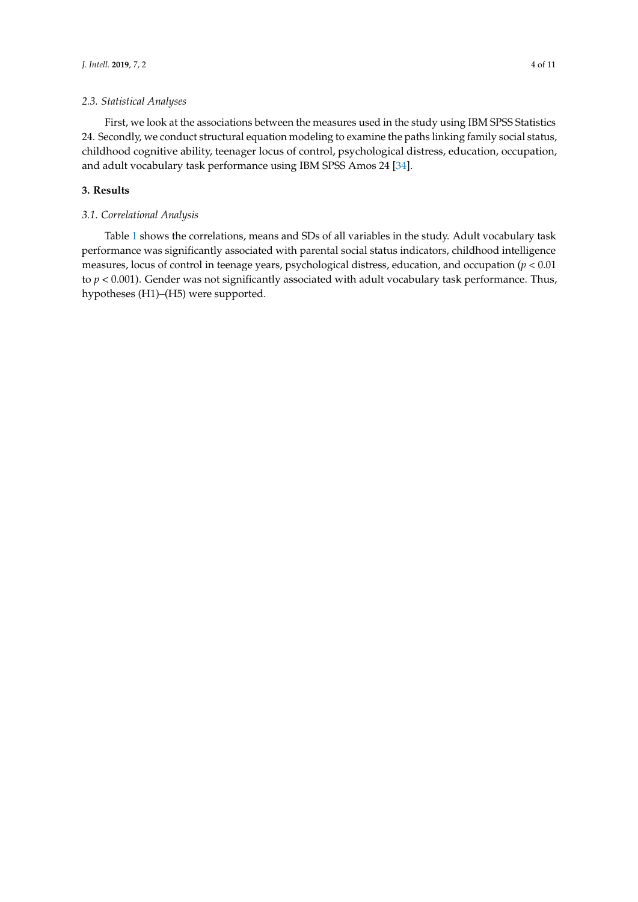### 2.3. Statistical Analyses

First, we look at the associations between the measures used in the study using IBM SPSS Statistics 24. Secondly, we conduct structural equation modeling to examine the paths linking family social status, childhood cognitive ability, teenager locus of control, psychological distress, education, occupation, and adult vocabulary task performance using IBM SPSS Amos 24 [34].

## 3. Results

### 3.1. Correlational Analysis

Table 1 shows the correlations, means and SDs of all variables in the study. Adult vocabulary task performance was significantly associated with parental social status indicators, childhood intelligence measures, locus of control in teenage years, psychological distress, education, and occupation ($p < 0.01$ to $p < 0.001$). Gender was not significantly associated with adult vocabulary task performance. Thus, hypotheses (H1)–(H5) were supported.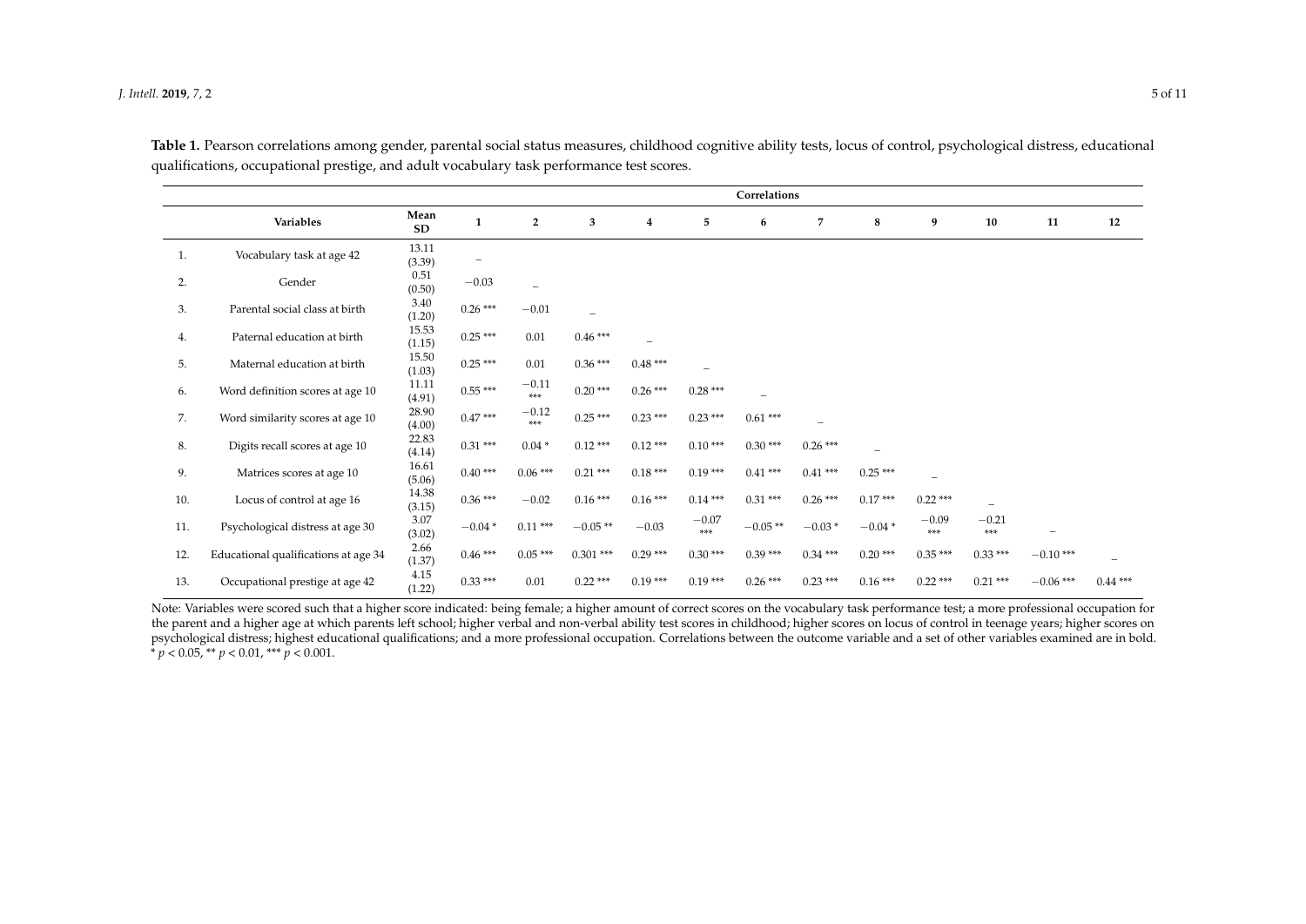**Table 1.** Pearson correlations among gender, parental social status measures, childhood cognitive ability tests, locus of control, psychological distress, educational qualifications, occupational prestige, and adult vocabulary task performance test scores.

| | | | Correlations | | | | | | | | | | | |
|---|---|---|---|---|---|---|---|---|---|---|---|---|---|---|
| | **Variables** | **Mean SD** | **1** | **2** | **3** | **4** | **5** | **6** | **7** | **8** | **9** | **10** | **11** | **12** |
| 1. | Vocabulary task at age 42 | 13.11 (3.39) | – | | | | | | | | | | | |
| 2. | Gender | 0.51 (0.50) | −0.03 | – | | | | | | | | | | |
| 3. | Parental social class at birth | 3.40 (1.20) | 0.26 *** | −0.01 | – | | | | | | | | | |
| 4. | Paternal education at birth | 15.53 (1.15) | 0.25 *** | 0.01 | 0.46 *** | – | | | | | | | | |
| 5. | Maternal education at birth | 15.50 (1.03) | 0.25 *** | 0.01 | 0.36 *** | 0.48 *** | – | | | | | | | |
| 6. | Word definition scores at age 10 | 11.11 (4.91) | 0.55 *** | −0.11 *** | 0.20 *** | 0.26 *** | 0.28 *** | – | | | | | | |
| 7. | Word similarity scores at age 10 | 28.90 (4.00) | 0.47 *** | −0.12 *** | 0.25 *** | 0.23 *** | 0.23 *** | 0.61 *** | – | | | | | |
| 8. | Digits recall scores at age 10 | 22.83 (4.14) | 0.31 *** | 0.04 * | 0.12 *** | 0.12 *** | 0.10 *** | 0.30 *** | 0.26 *** | – | | | | |
| 9. | Matrices scores at age 10 | 16.61 (5.06) | 0.40 *** | 0.06 *** | 0.21 *** | 0.18 *** | 0.19 *** | 0.41 *** | 0.41 *** | 0.25 *** | – | | | |
| 10. | Locus of control at age 16 | 14.38 (3.15) | 0.36 *** | −0.02 | 0.16 *** | 0.16 *** | 0.14 *** | 0.31 *** | 0.26 *** | 0.17 *** | 0.22 *** | – | | |
| 11. | Psychological distress at age 30 | 3.07 (3.02) | −0.04 * | 0.11 *** | −0.05 ** | −0.03 | −0.07 *** | −0.05 ** | −0.03 * | −0.04 * | −0.09 *** | −0.21 *** | – | |
| 12. | Educational qualifications at age 34 | 2.66 (1.37) | 0.46 *** | 0.05 *** | 0.301 *** | 0.29 *** | 0.30 *** | 0.39 *** | 0.34 *** | 0.20 *** | 0.35 *** | 0.33 *** | −0.10 *** | – |
| 13. | Occupational prestige at age 42 | 4.15 (1.22) | 0.33 *** | 0.01 | 0.22 *** | 0.19 *** | 0.19 *** | 0.26 *** | 0.23 *** | 0.16 *** | 0.22 *** | 0.21 *** | −0.06 *** | 0.44 *** |

Note: Variables were scored such that a higher score indicated: being female; a higher amount of correct scores on the vocabulary task performance test; a more professional occupation for the parent and a higher age at which parents left school; higher verbal and non-verbal ability test scores in childhood; higher scores on locus of control in teenage years; higher scores on psychological distress; highest educational qualifications; and a more professional occupation. Correlations between the outcome variable and a set of other variables examined are in bold. * $p < 0.05$, ** $p < 0.01$, *** $p < 0.001$.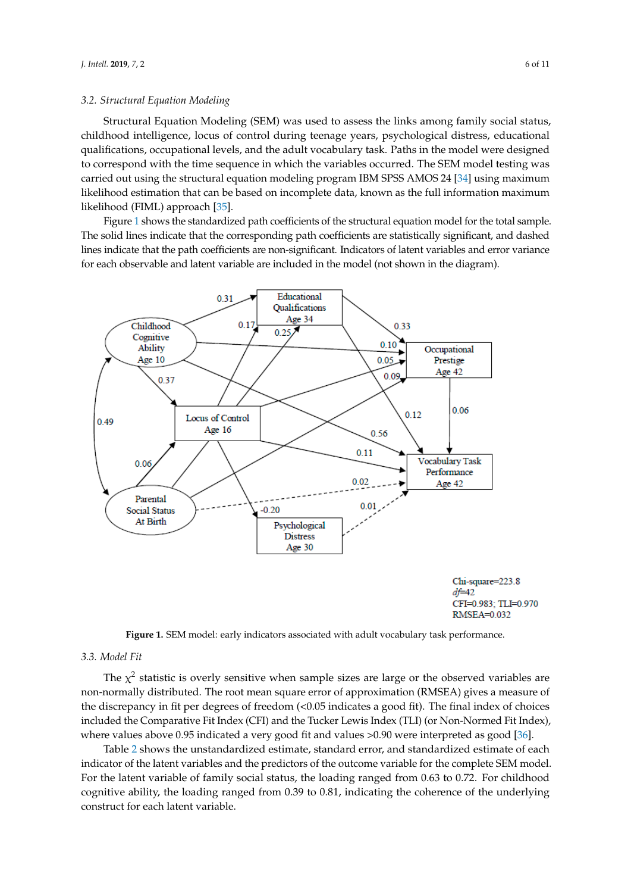### 3.2. Structural Equation Modeling

Structural Equation Modeling (SEM) was used to assess the links among family social status, childhood intelligence, locus of control during teenage years, psychological distress, educational qualifications, occupational levels, and the adult vocabulary task. Paths in the model were designed to correspond with the time sequence in which the variables occurred. The SEM model testing was carried out using the structural equation modeling program IBM SPSS AMOS 24 [34] using maximum likelihood estimation that can be based on incomplete data, known as the full information maximum likelihood (FIML) approach [35].

Figure 1 shows the standardized path coefficients of the structural equation model for the total sample. The solid lines indicate that the corresponding path coefficients are statistically significant, and dashed lines indicate that the path coefficients are non-significant. Indicators of latent variables and error variance for each observable and latent variable are included in the model (not shown in the diagram).

Educational Qualifications Age 34

Childhood Cognitive Ability Age 10

Occupational Prestige Age 42

Locus of Control Age 16

Vocabulary Task Performance Age 42

Parental Social Status At Birth

Psychological Distress Age 30

0.31
0.17
0.25
0.33
0.10
0.05
0.09
0.37
0.49
0.06
0.12
0.56
0.11
0.06
0.02
0.01
-0.20

Chi-square=223.8
df=42
CFI=0.983; TLI=0.970
RMSEA=0.032

**Figure 1.** SEM model: early indicators associated with adult vocabulary task performance.

### 3.3. Model Fit

The $\chi^2$ statistic is overly sensitive when sample sizes are large or the observed variables are non-normally distributed. The root mean square error of approximation (RMSEA) gives a measure of the discrepancy in fit per degrees of freedom (<0.05 indicates a good fit). The final index of choices included the Comparative Fit Index (CFI) and the Tucker Lewis Index (TLI) (or Non-Normed Fit Index), where values above 0.95 indicated a very good fit and values >0.90 were interpreted as good [36].

Table 2 shows the unstandardized estimate, standard error, and standardized estimate of each indicator of the latent variables and the predictors of the outcome variable for the complete SEM model. For the latent variable of family social status, the loading ranged from 0.63 to 0.72. For childhood cognitive ability, the loading ranged from 0.39 to 0.81, indicating the coherence of the underlying construct for each latent variable.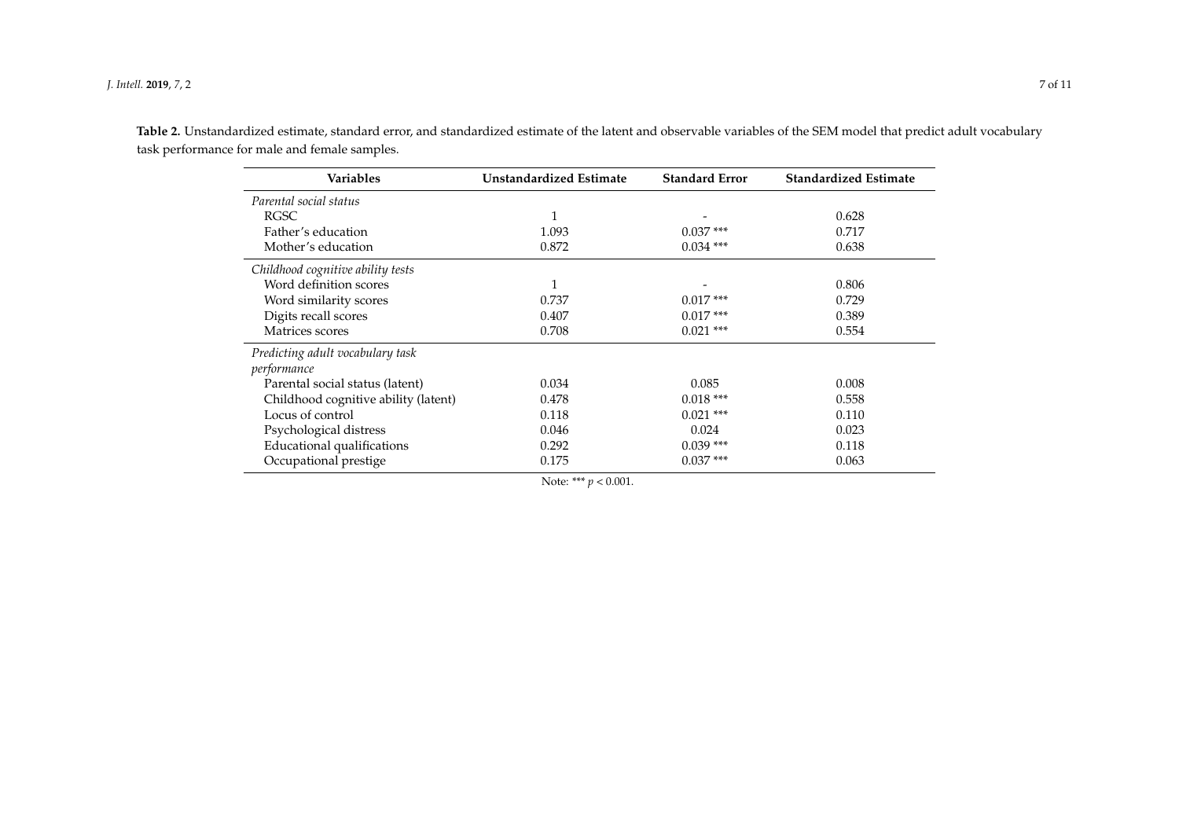**Table 2.** Unstandardized estimate, standard error, and standardized estimate of the latent and observable variables of the SEM model that predict adult vocabulary task performance for male and female samples.

| Variables | Unstandardized Estimate | Standard Error | Standardized Estimate |
|---|---|---|---|
| *Parental social status* | | | |
| RGSC | 1 | - | 0.628 |
| Father's education | 1.093 | 0.037 *** | 0.717 |
| Mother's education | 0.872 | 0.034 *** | 0.638 |
| *Childhood cognitive ability tests* | | | |
| Word definition scores | 1 | - | 0.806 |
| Word similarity scores | 0.737 | 0.017 *** | 0.729 |
| Digits recall scores | 0.407 | 0.017 *** | 0.389 |
| Matrices scores | 0.708 | 0.021 *** | 0.554 |
| *Predicting adult vocabulary task performance* | | | |
| Parental social status (latent) | 0.034 | 0.085 | 0.008 |
| Childhood cognitive ability (latent) | 0.478 | 0.018 *** | 0.558 |
| Locus of control | 0.118 | 0.021 *** | 0.110 |
| Psychological distress | 0.046 | 0.024 | 0.023 |
| Educational qualifications | 0.292 | 0.039 *** | 0.118 |
| Occupational prestige | 0.175 | 0.037 *** | 0.063 |

Note: *** $p < 0.001$.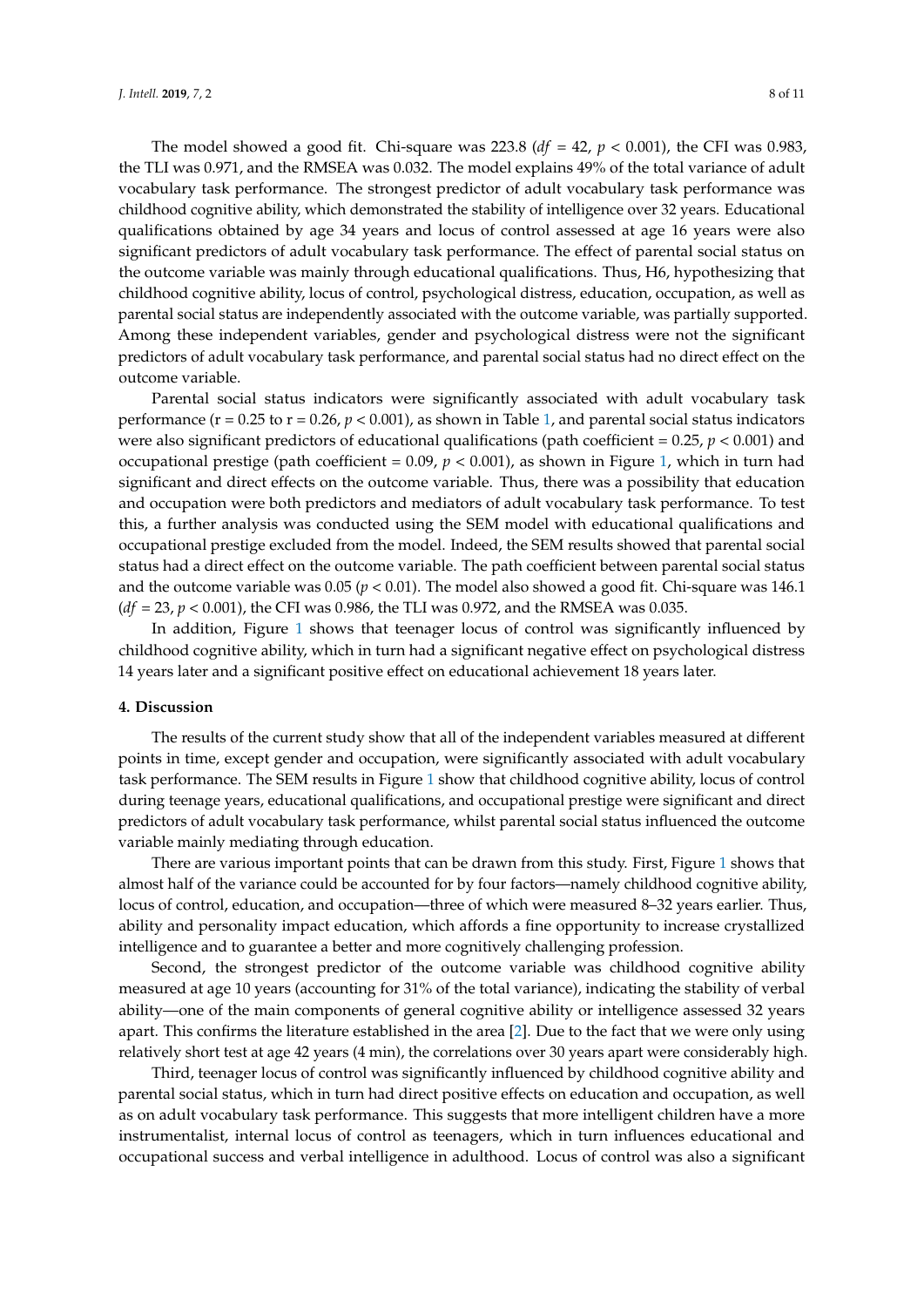The model showed a good fit. Chi-square was 223.8 ($df$ = 42, $p < 0.001$), the CFI was 0.983, the TLI was 0.971, and the RMSEA was 0.032. The model explains 49% of the total variance of adult vocabulary task performance. The strongest predictor of adult vocabulary task performance was childhood cognitive ability, which demonstrated the stability of intelligence over 32 years. Educational qualifications obtained by age 34 years and locus of control assessed at age 16 years were also significant predictors of adult vocabulary task performance. The effect of parental social status on the outcome variable was mainly through educational qualifications. Thus, H6, hypothesizing that childhood cognitive ability, locus of control, psychological distress, education, occupation, as well as parental social status are independently associated with the outcome variable, was partially supported. Among these independent variables, gender and psychological distress were not the significant predictors of adult vocabulary task performance, and parental social status had no direct effect on the outcome variable.

Parental social status indicators were significantly associated with adult vocabulary task performance (r = 0.25 to r = 0.26, $p < 0.001$), as shown in Table 1, and parental social status indicators were also significant predictors of educational qualifications (path coefficient = 0.25, $p < 0.001$) and occupational prestige (path coefficient = 0.09, $p < 0.001$), as shown in Figure 1, which in turn had significant and direct effects on the outcome variable. Thus, there was a possibility that education and occupation were both predictors and mediators of adult vocabulary task performance. To test this, a further analysis was conducted using the SEM model with educational qualifications and occupational prestige excluded from the model. Indeed, the SEM results showed that parental social status had a direct effect on the outcome variable. The path coefficient between parental social status and the outcome variable was 0.05 ($p < 0.01$). The model also showed a good fit. Chi-square was 146.1 ($df$ = 23, $p < 0.001$), the CFI was 0.986, the TLI was 0.972, and the RMSEA was 0.035.

In addition, Figure 1 shows that teenager locus of control was significantly influenced by childhood cognitive ability, which in turn had a significant negative effect on psychological distress 14 years later and a significant positive effect on educational achievement 18 years later.

## 4. Discussion

The results of the current study show that all of the independent variables measured at different points in time, except gender and occupation, were significantly associated with adult vocabulary task performance. The SEM results in Figure 1 show that childhood cognitive ability, locus of control during teenage years, educational qualifications, and occupational prestige were significant and direct predictors of adult vocabulary task performance, whilst parental social status influenced the outcome variable mainly mediating through education.

There are various important points that can be drawn from this study. First, Figure 1 shows that almost half of the variance could be accounted for by four factors—namely childhood cognitive ability, locus of control, education, and occupation—three of which were measured 8–32 years earlier. Thus, ability and personality impact education, which affords a fine opportunity to increase crystallized intelligence and to guarantee a better and more cognitively challenging profession.

Second, the strongest predictor of the outcome variable was childhood cognitive ability measured at age 10 years (accounting for 31% of the total variance), indicating the stability of verbal ability—one of the main components of general cognitive ability or intelligence assessed 32 years apart. This confirms the literature established in the area [2]. Due to the fact that we were only using relatively short test at age 42 years (4 min), the correlations over 30 years apart were considerably high.

Third, teenager locus of control was significantly influenced by childhood cognitive ability and parental social status, which in turn had direct positive effects on education and occupation, as well as on adult vocabulary task performance. This suggests that more intelligent children have a more instrumentalist, internal locus of control as teenagers, which in turn influences educational and occupational success and verbal intelligence in adulthood. Locus of control was also a significant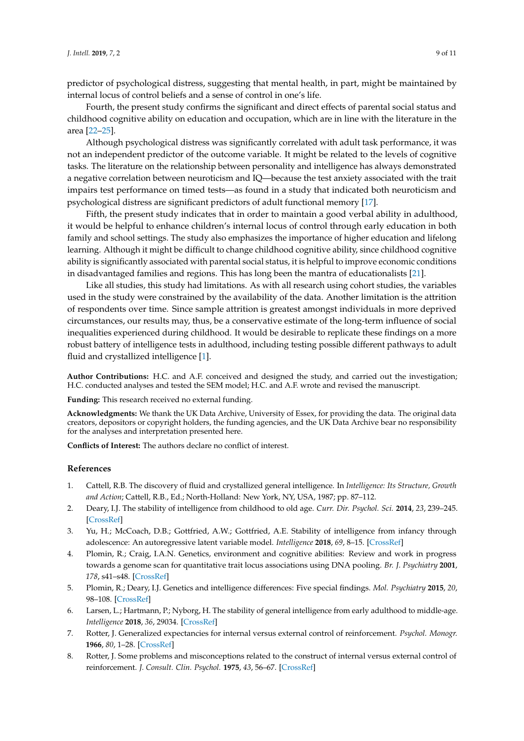predictor of psychological distress, suggesting that mental health, in part, might be maintained by internal locus of control beliefs and a sense of control in one's life.

Fourth, the present study confirms the significant and direct effects of parental social status and childhood cognitive ability on education and occupation, which are in line with the literature in the area [22–25].

Although psychological distress was significantly correlated with adult task performance, it was not an independent predictor of the outcome variable. It might be related to the levels of cognitive tasks. The literature on the relationship between personality and intelligence has always demonstrated a negative correlation between neuroticism and IQ—because the test anxiety associated with the trait impairs test performance on timed tests—as found in a study that indicated both neuroticism and psychological distress are significant predictors of adult functional memory [17].

Fifth, the present study indicates that in order to maintain a good verbal ability in adulthood, it would be helpful to enhance children's internal locus of control through early education in both family and school settings. The study also emphasizes the importance of higher education and lifelong learning. Although it might be difficult to change childhood cognitive ability, since childhood cognitive ability is significantly associated with parental social status, it is helpful to improve economic conditions in disadvantaged families and regions. This has long been the mantra of educationalists [21].

Like all studies, this study had limitations. As with all research using cohort studies, the variables used in the study were constrained by the availability of the data. Another limitation is the attrition of respondents over time. Since sample attrition is greatest amongst individuals in more deprived circumstances, our results may, thus, be a conservative estimate of the long-term influence of social inequalities experienced during childhood. It would be desirable to replicate these findings on a more robust battery of intelligence tests in adulthood, including testing possible different pathways to adult fluid and crystallized intelligence [1].

**Author Contributions:** H.C. and A.F. conceived and designed the study, and carried out the investigation; H.C. conducted analyses and tested the SEM model; H.C. and A.F. wrote and revised the manuscript.

**Funding:** This research received no external funding.

**Acknowledgments:** We thank the UK Data Archive, University of Essex, for providing the data. The original data creators, depositors or copyright holders, the funding agencies, and the UK Data Archive bear no responsibility for the analyses and interpretation presented here.

**Conflicts of Interest:** The authors declare no conflict of interest.

## References

1. Cattell, R.B. The discovery of fluid and crystallized general intelligence. In *Intelligence: Its Structure, Growth and Action*; Cattell, R.B., Ed.; North-Holland: New York, NY, USA, 1987; pp. 87–112.
2. Deary, I.J. The stability of intelligence from childhood to old age. *Curr. Dir. Psychol. Sci.* **2014**, *23*, 239–245. [CrossRef]
3. Yu, H.; McCoach, D.B.; Gottfried, A.W.; Gottfried, A.E. Stability of intelligence from infancy through adolescence: An autoregressive latent variable model. *Intelligence* **2018**, *69*, 8–15. [CrossRef]
4. Plomin, R.; Craig, I.A.N. Genetics, environment and cognitive abilities: Review and work in progress towards a genome scan for quantitative trait locus associations using DNA pooling. *Br. J. Psychiatry* **2001**, *178*, s41–s48. [CrossRef]
5. Plomin, R.; Deary, I.J. Genetics and intelligence differences: Five special findings. *Mol. Psychiatry* **2015**, *20*, 98–108. [CrossRef]
6. Larsen, L.; Hartmann, P.; Nyborg, H. The stability of general intelligence from early adulthood to middle-age. *Intelligence* **2018**, *36*, 29034. [CrossRef]
7. Rotter, J. Generalized expectancies for internal versus external control of reinforcement. *Psychol. Monogr.* **1966**, *80*, 1–28. [CrossRef]
8. Rotter, J. Some problems and misconceptions related to the construct of internal versus external control of reinforcement. *J. Consult. Clin. Psychol.* **1975**, *43*, 56–67. [CrossRef]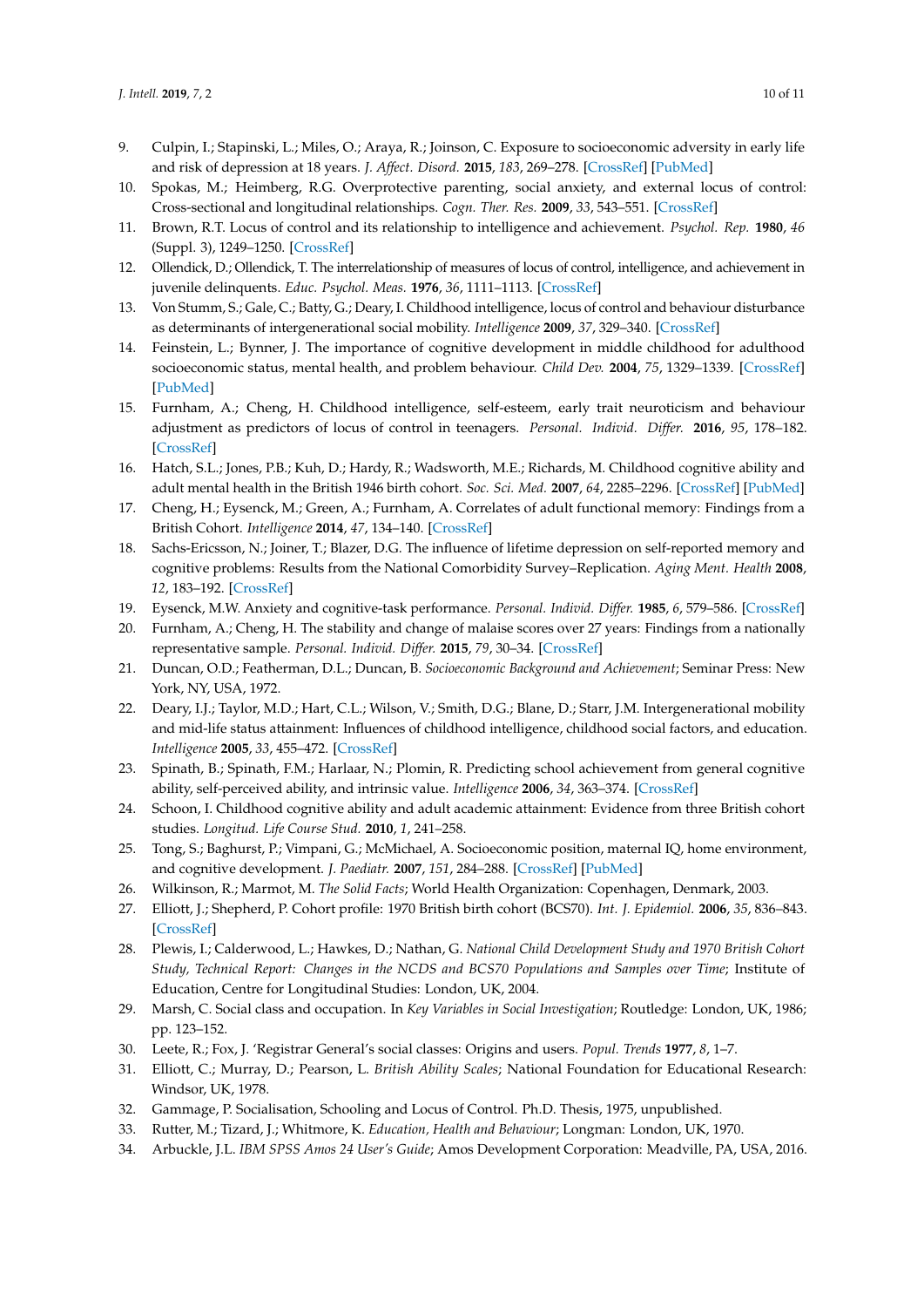9. Culpin, I.; Stapinski, L.; Miles, O.; Araya, R.; Joinson, C. Exposure to socioeconomic adversity in early life and risk of depression at 18 years. *J. Affect. Disord.* **2015**, *183*, 269–278. [CrossRef] [PubMed]
10. Spokas, M.; Heimberg, R.G. Overprotective parenting, social anxiety, and external locus of control: Cross-sectional and longitudinal relationships. *Cogn. Ther. Res.* **2009**, *33*, 543–551. [CrossRef]
11. Brown, R.T. Locus of control and its relationship to intelligence and achievement. *Psychol. Rep.* **1980**, *46* (Suppl. 3), 1249–1250. [CrossRef]
12. Ollendick, D.; Ollendick, T. The interrelationship of measures of locus of control, intelligence, and achievement in juvenile delinquents. *Educ. Psychol. Meas.* **1976**, *36*, 1111–1113. [CrossRef]
13. Von Stumm, S.; Gale, C.; Batty, G.; Deary, I. Childhood intelligence, locus of control and behaviour disturbance as determinants of intergenerational social mobility. *Intelligence* **2009**, *37*, 329–340. [CrossRef]
14. Feinstein, L.; Bynner, J. The importance of cognitive development in middle childhood for adulthood socioeconomic status, mental health, and problem behaviour. *Child Dev.* **2004**, *75*, 1329–1339. [CrossRef] [PubMed]
15. Furnham, A.; Cheng, H. Childhood intelligence, self-esteem, early trait neuroticism and behaviour adjustment as predictors of locus of control in teenagers. *Personal. Individ. Differ.* **2016**, *95*, 178–182. [CrossRef]
16. Hatch, S.L.; Jones, P.B.; Kuh, D.; Hardy, R.; Wadsworth, M.E.; Richards, M. Childhood cognitive ability and adult mental health in the British 1946 birth cohort. *Soc. Sci. Med.* **2007**, *64*, 2285–2296. [CrossRef] [PubMed]
17. Cheng, H.; Eysenck, M.; Green, A.; Furnham, A. Correlates of adult functional memory: Findings from a British Cohort. *Intelligence* **2014**, *47*, 134–140. [CrossRef]
18. Sachs-Ericsson, N.; Joiner, T.; Blazer, D.G. The influence of lifetime depression on self-reported memory and cognitive problems: Results from the National Comorbidity Survey–Replication. *Aging Ment. Health* **2008**, *12*, 183–192. [CrossRef]
19. Eysenck, M.W. Anxiety and cognitive-task performance. *Personal. Individ. Differ.* **1985**, *6*, 579–586. [CrossRef]
20. Furnham, A.; Cheng, H. The stability and change of malaise scores over 27 years: Findings from a nationally representative sample. *Personal. Individ. Differ.* **2015**, *79*, 30–34. [CrossRef]
21. Duncan, O.D.; Featherman, D.L.; Duncan, B. *Socioeconomic Background and Achievement*; Seminar Press: New York, NY, USA, 1972.
22. Deary, I.J.; Taylor, M.D.; Hart, C.L.; Wilson, V.; Smith, D.G.; Blane, D.; Starr, J.M. Intergenerational mobility and mid-life status attainment: Influences of childhood intelligence, childhood social factors, and education. *Intelligence* **2005**, *33*, 455–472. [CrossRef]
23. Spinath, B.; Spinath, F.M.; Harlaar, N.; Plomin, R. Predicting school achievement from general cognitive ability, self-perceived ability, and intrinsic value. *Intelligence* **2006**, *34*, 363–374. [CrossRef]
24. Schoon, I. Childhood cognitive ability and adult academic attainment: Evidence from three British cohort studies. *Longitud. Life Course Stud.* **2010**, *1*, 241–258.
25. Tong, S.; Baghurst, P.; Vimpani, G.; McMichael, A. Socioeconomic position, maternal IQ, home environment, and cognitive development. *J. Paediatr.* **2007**, *151*, 284–288. [CrossRef] [PubMed]
26. Wilkinson, R.; Marmot, M. *The Solid Facts*; World Health Organization: Copenhagen, Denmark, 2003.
27. Elliott, J.; Shepherd, P. Cohort profile: 1970 British birth cohort (BCS70). *Int. J. Epidemiol.* **2006**, *35*, 836–843. [CrossRef]
28. Plewis, I.; Calderwood, L.; Hawkes, D.; Nathan, G. *National Child Development Study and 1970 British Cohort Study, Technical Report: Changes in the NCDS and BCS70 Populations and Samples over Time*; Institute of Education, Centre for Longitudinal Studies: London, UK, 2004.
29. Marsh, C. Social class and occupation. In *Key Variables in Social Investigation*; Routledge: London, UK, 1986; pp. 123–152.
30. Leete, R.; Fox, J. 'Registrar General's social classes: Origins and users. *Popul. Trends* **1977**, *8*, 1–7.
31. Elliott, C.; Murray, D.; Pearson, L. *British Ability Scales*; National Foundation for Educational Research: Windsor, UK, 1978.
32. Gammage, P. Socialisation, Schooling and Locus of Control. Ph.D. Thesis, 1975, unpublished.
33. Rutter, M.; Tizard, J.; Whitmore, K. *Education, Health and Behaviour*; Longman: London, UK, 1970.
34. Arbuckle, J.L. *IBM SPSS Amos 24 User's Guide*; Amos Development Corporation: Meadville, PA, USA, 2016.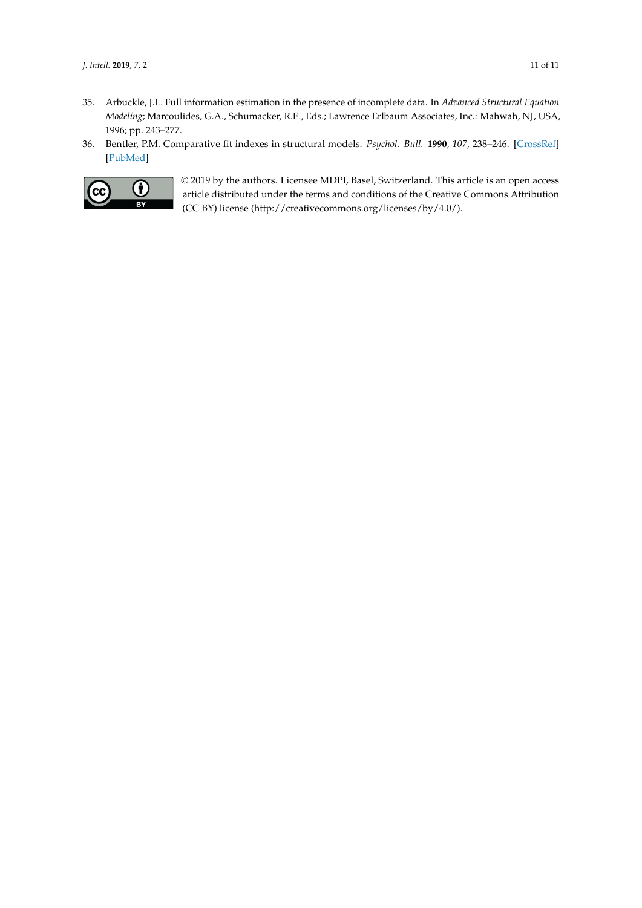35. Arbuckle, J.L. Full information estimation in the presence of incomplete data. In *Advanced Structural Equation Modeling*; Marcoulides, G.A., Schumacker, R.E., Eds.; Lawrence Erlbaum Associates, Inc.: Mahwah, NJ, USA, 1996; pp. 243–277.
36. Bentler, P.M. Comparative fit indexes in structural models. *Psychol. Bull.* **1990**, *107*, 238–246. [CrossRef] [PubMed]

© 2019 by the authors. Licensee MDPI, Basel, Switzerland. This article is an open access article distributed under the terms and conditions of the Creative Commons Attribution (CC BY) license (http://creativecommons.org/licenses/by/4.0/).